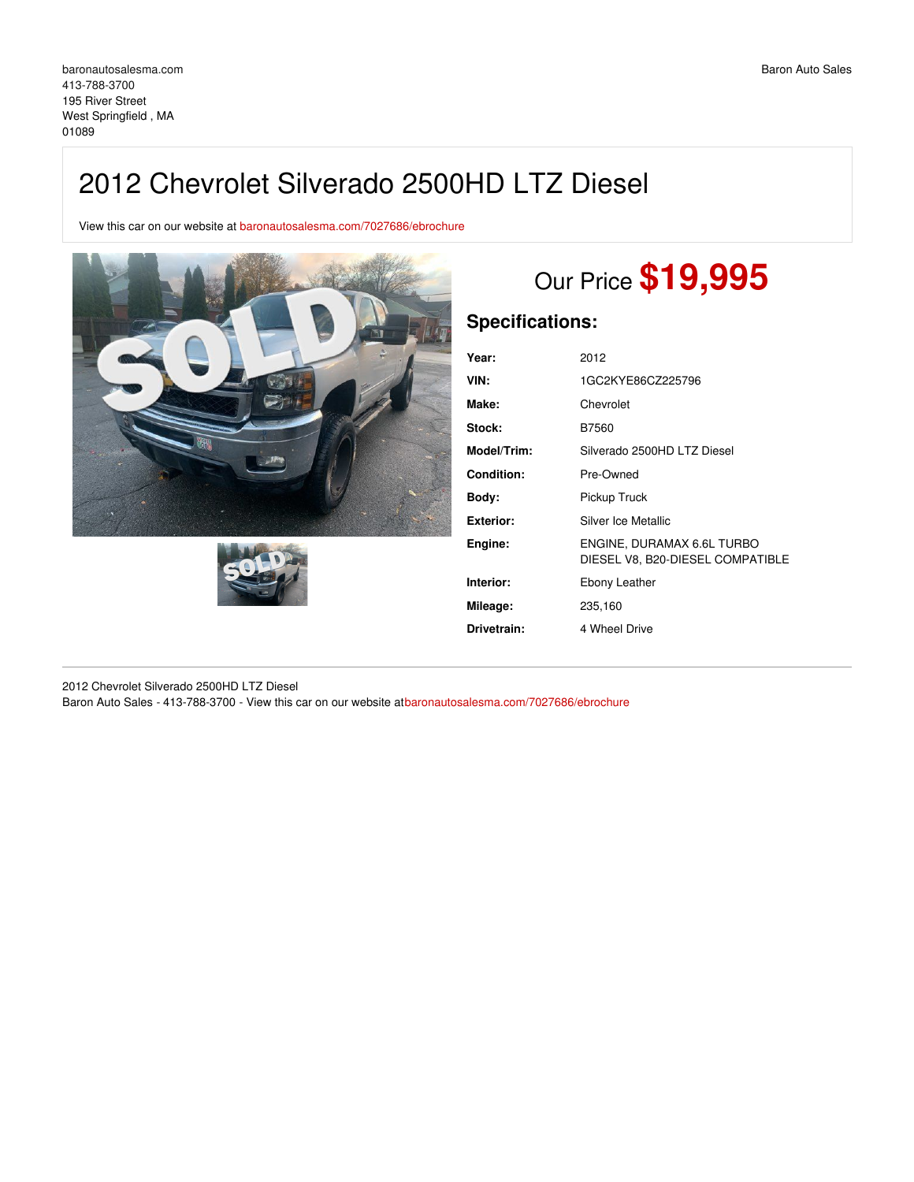baronautosalesma.com
413-788-3700
195 River Street
West Springfield , MA
01089

Baron Auto Sales

# 2012 Chevrolet Silverado 2500HD LTZ Diesel

View this car on our website at baronautosalesma.com/7027686/ebrochure

## Our Price **$19,995**

### Specifications:

| | |
|---|---|
| **Year:** | 2012 |
| **VIN:** | 1GC2KYE86CZ225796 |
| **Make:** | Chevrolet |
| **Stock:** | B7560 |
| **Model/Trim:** | Silverado 2500HD LTZ Diesel |
| **Condition:** | Pre-Owned |
| **Body:** | Pickup Truck |
| **Exterior:** | Silver Ice Metallic |
| **Engine:** | ENGINE, DURAMAX 6.6L TURBO DIESEL V8, B20-DIESEL COMPATIBLE |
| **Interior:** | Ebony Leather |
| **Mileage:** | 235,160 |
| **Drivetrain:** | 4 Wheel Drive |

2012 Chevrolet Silverado 2500HD LTZ Diesel
Baron Auto Sales - 413-788-3700 - View this car on our website atbaronautosalesma.com/7027686/ebrochure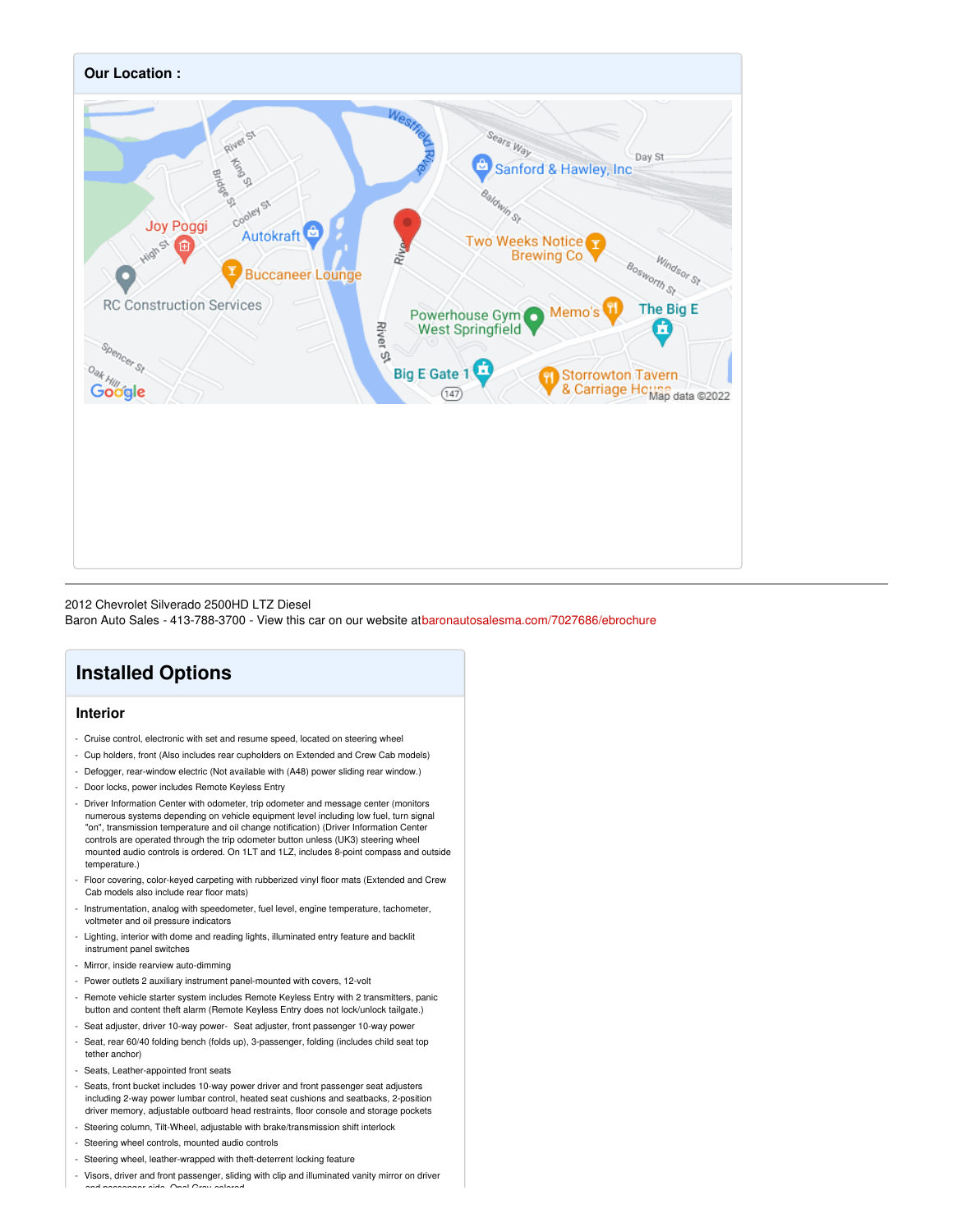## Our Location :

2012 Chevrolet Silverado 2500HD LTZ Diesel
Baron Auto Sales - 413-788-3700 - View this car on our website at baronautosalesma.com/7027686/ebrochure

# Installed Options

## Interior

- Cruise control, electronic with set and resume speed, located on steering wheel
- Cup holders, front (Also includes rear cupholders on Extended and Crew Cab models)
- Defogger, rear-window electric (Not available with (A48) power sliding rear window.)
- Door locks, power includes Remote Keyless Entry
- Driver Information Center with odometer, trip odometer and message center (monitors numerous systems depending on vehicle equipment level including low fuel, turn signal "on", transmission temperature and oil change notification) (Driver Information Center controls are operated through the trip odometer button unless (UK3) steering wheel mounted audio controls is ordered. On 1LT and 1LZ, includes 8-point compass and outside temperature.)
- Floor covering, color-keyed carpeting with rubberized vinyl floor mats (Extended and Crew Cab models also include rear floor mats)
- Instrumentation, analog with speedometer, fuel level, engine temperature, tachometer, voltmeter and oil pressure indicators
- Lighting, interior with dome and reading lights, illuminated entry feature and backlit instrument panel switches
- Mirror, inside rearview auto-dimming
- Power outlets 2 auxiliary instrument panel-mounted with covers, 12-volt
- Remote vehicle starter system includes Remote Keyless Entry with 2 transmitters, panic button and content theft alarm (Remote Keyless Entry does not lock/unlock tailgate.)
- Seat adjuster, driver 10-way power- Seat adjuster, front passenger 10-way power
- Seat, rear 60/40 folding bench (folds up), 3-passenger, folding (includes child seat top tether anchor)
- Seats, Leather-appointed front seats
- Seats, front bucket includes 10-way power driver and front passenger seat adjusters including 2-way power lumbar control, heated seat cushions and seatbacks, 2-position driver memory, adjustable outboard head restraints, floor console and storage pockets
- Steering column, Tilt-Wheel, adjustable with brake/transmission shift interlock
- Steering wheel controls, mounted audio controls
- Steering wheel, leather-wrapped with theft-deterrent locking feature
- Visors, driver and front passenger, sliding with clip and illuminated vanity mirror on driver and passenger side, Opal Gray colored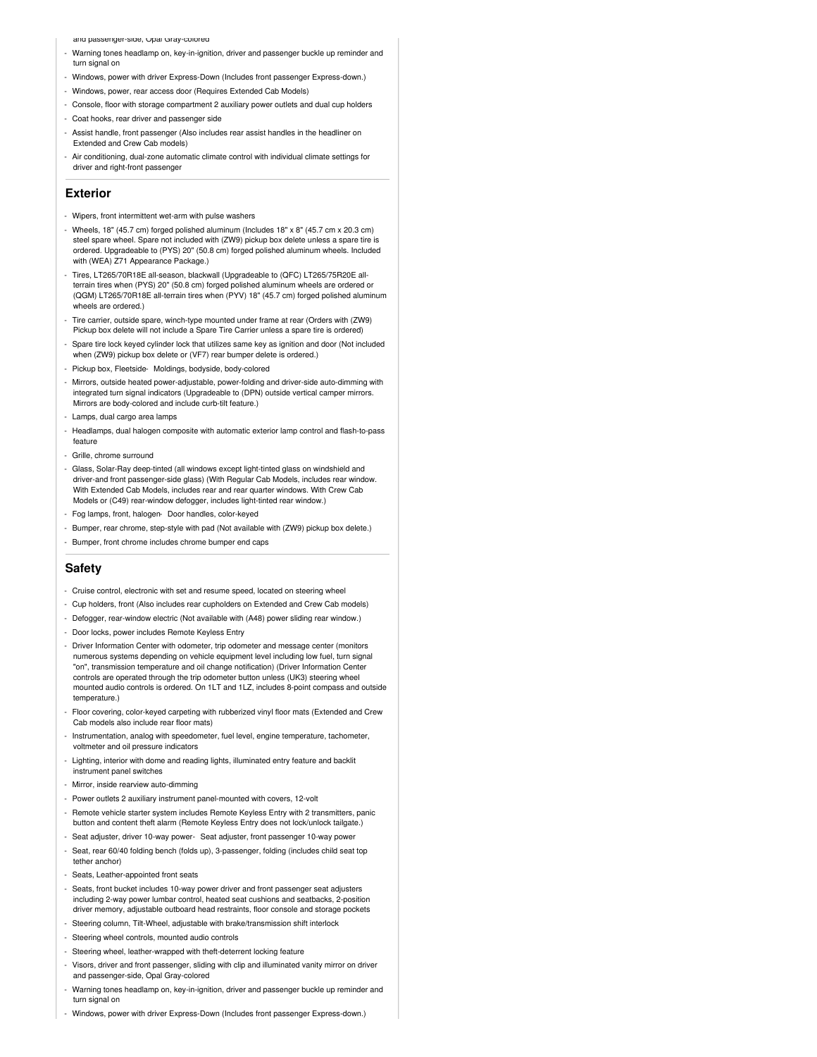and passenger-side, Opal Gray-colored

- Warning tones headlamp on, key-in-ignition, driver and passenger buckle up reminder and turn signal on
- Windows, power with driver Express-Down (Includes front passenger Express-down.)
- Windows, power, rear access door (Requires Extended Cab Models)
- Console, floor with storage compartment 2 auxiliary power outlets and dual cup holders
- Coat hooks, rear driver and passenger side
- Assist handle, front passenger (Also includes rear assist handles in the headliner on Extended and Crew Cab models)
- Air conditioning, dual-zone automatic climate control with individual climate settings for driver and right-front passenger

## Exterior

- Wipers, front intermittent wet-arm with pulse washers
- Wheels, 18" (45.7 cm) forged polished aluminum (Includes 18" x 8" (45.7 cm x 20.3 cm) steel spare wheel. Spare not included with (ZW9) pickup box delete unless a spare tire is ordered. Upgradeable to (PYS) 20" (50.8 cm) forged polished aluminum wheels. Included with (WEA) Z71 Appearance Package.)
- Tires, LT265/70R18E all-season, blackwall (Upgradeable to (QFC) LT265/75R20E all-terrain tires when (PYS) 20" (50.8 cm) forged polished aluminum wheels are ordered or (QGM) LT265/70R18E all-terrain tires when (PYV) 18" (45.7 cm) forged polished aluminum wheels are ordered.)
- Tire carrier, outside spare, winch-type mounted under frame at rear (Orders with (ZW9) Pickup box delete will not include a Spare Tire Carrier unless a spare tire is ordered)
- Spare tire lock keyed cylinder lock that utilizes same key as ignition and door (Not included when (ZW9) pickup box delete or (VF7) rear bumper delete is ordered.)
- Pickup box, Fleetside- Moldings, bodyside, body-colored
- Mirrors, outside heated power-adjustable, power-folding and driver-side auto-dimming with integrated turn signal indicators (Upgradeable to (DPN) outside vertical camper mirrors. Mirrors are body-colored and include curb-tilt feature.)
- Lamps, dual cargo area lamps
- Headlamps, dual halogen composite with automatic exterior lamp control and flash-to-pass feature
- Grille, chrome surround
- Glass, Solar-Ray deep-tinted (all windows except light-tinted glass on windshield and driver-and front passenger-side glass) (With Regular Cab Models, includes rear window. With Extended Cab Models, includes rear and rear quarter windows. With Crew Cab Models or (C49) rear-window defogger, includes light-tinted rear window.)
- Fog lamps, front, halogen- Door handles, color-keyed
- Bumper, rear chrome, step-style with pad (Not available with (ZW9) pickup box delete.)
- Bumper, front chrome includes chrome bumper end caps

## Safety

- Cruise control, electronic with set and resume speed, located on steering wheel
- Cup holders, front (Also includes rear cupholders on Extended and Crew Cab models)
- Defogger, rear-window electric (Not available with (A48) power sliding rear window.)
- Door locks, power includes Remote Keyless Entry
- Driver Information Center with odometer, trip odometer and message center (monitors numerous systems depending on vehicle equipment level including low fuel, turn signal "on", transmission temperature and oil change notification) (Driver Information Center controls are operated through the trip odometer button unless (UK3) steering wheel mounted audio controls is ordered. On 1LT and 1LZ, includes 8-point compass and outside temperature.)
- Floor covering, color-keyed carpeting with rubberized vinyl floor mats (Extended and Crew Cab models also include rear floor mats)
- Instrumentation, analog with speedometer, fuel level, engine temperature, tachometer, voltmeter and oil pressure indicators
- Lighting, interior with dome and reading lights, illuminated entry feature and backlit instrument panel switches
- Mirror, inside rearview auto-dimming
- Power outlets 2 auxiliary instrument panel-mounted with covers, 12-volt
- Remote vehicle starter system includes Remote Keyless Entry with 2 transmitters, panic button and content theft alarm (Remote Keyless Entry does not lock/unlock tailgate.)
- Seat adjuster, driver 10-way power- Seat adjuster, front passenger 10-way power
- Seat, rear 60/40 folding bench (folds up), 3-passenger, folding (includes child seat top tether anchor)
- Seats, Leather-appointed front seats
- Seats, front bucket includes 10-way power driver and front passenger seat adjusters including 2-way power lumbar control, heated seat cushions and seatbacks, 2-position driver memory, adjustable outboard head restraints, floor console and storage pockets
- Steering column, Tilt-Wheel, adjustable with brake/transmission shift interlock
- Steering wheel controls, mounted audio controls
- Steering wheel, leather-wrapped with theft-deterrent locking feature
- Visors, driver and front passenger, sliding with clip and illuminated vanity mirror on driver and passenger-side, Opal Gray-colored
- Warning tones headlamp on, key-in-ignition, driver and passenger buckle up reminder and turn signal on
- Windows, power with driver Express-Down (Includes front passenger Express-down.)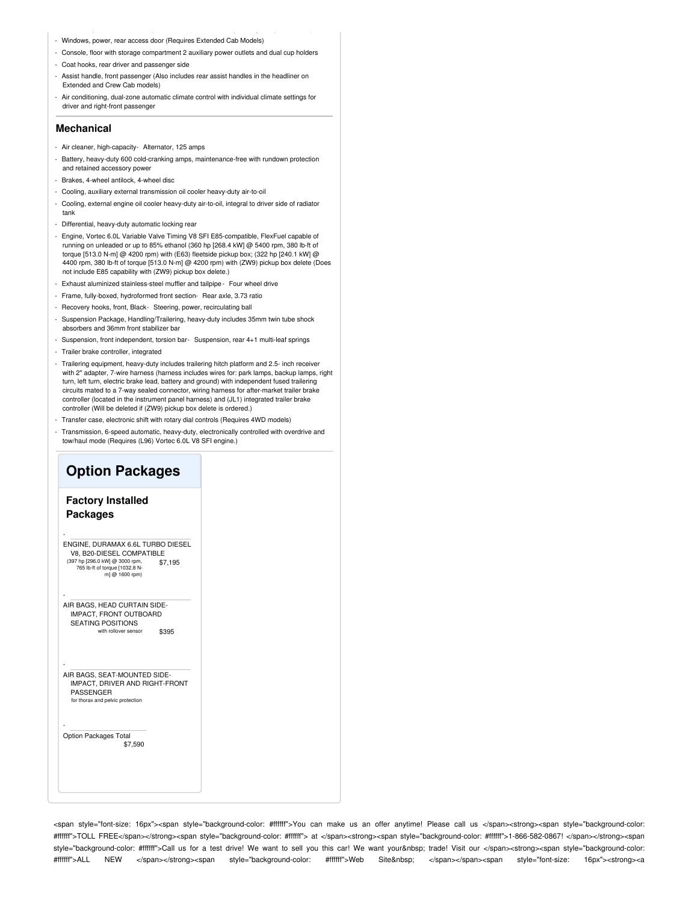- Windows, power, rear access door (Requires Extended Cab Models)
- Console, floor with storage compartment 2 auxiliary power outlets and dual cup holders
- Coat hooks, rear driver and passenger side
- Assist handle, front passenger (Also includes rear assist handles in the headliner on Extended and Crew Cab models)
- Air conditioning, dual-zone automatic climate control with individual climate settings for driver and right-front passenger

### Mechanical

- Air cleaner, high-capacity- Alternator, 125 amps
- Battery, heavy-duty 600 cold-cranking amps, maintenance-free with rundown protection and retained accessory power
- Brakes, 4-wheel antilock, 4-wheel disc
- Cooling, auxiliary external transmission oil cooler heavy-duty air-to-oil
- Cooling, external engine oil cooler heavy-duty air-to-oil, integral to driver side of radiator tank
- Differential, heavy-duty automatic locking rear
- Engine, Vortec 6.0L Variable Valve Timing V8 SFI E85-compatible, FlexFuel capable of running on unleaded or up to 85% ethanol (360 hp [268.4 kW] @ 5400 rpm, 380 lb-ft of torque [513.0 N-m] @ 4200 rpm) with (E63) fleetside pickup box; (322 hp [240.1 kW] @ 4400 rpm, 380 lb-ft of torque [513.0 N-m] @ 4200 rpm) with (ZW9) pickup box delete (Does not include E85 capability with (ZW9) pickup box delete.)
- Exhaust aluminized stainless-steel muffler and tailpipe- Four wheel drive
- Frame, fully-boxed, hydroformed front section- Rear axle, 3.73 ratio
- Recovery hooks, front, Black- Steering, power, recirculating ball
- Suspension Package, Handling/Trailering, heavy-duty includes 35mm twin tube shock absorbers and 36mm front stabilizer bar
- Suspension, front independent, torsion bar- Suspension, rear 4+1 multi-leaf springs
- Trailer brake controller, integrated
- Trailering equipment, heavy-duty includes trailering hitch platform and 2.5- inch receiver with 2" adapter, 7-wire harness (harness includes wires for: park lamps, backup lamps, right turn, left turn, electric brake lead, battery and ground) with independent fused trailering circuits mated to a 7-way sealed connector, wiring harness for after-market trailer brake controller (located in the instrument panel harness) and (JL1) integrated trailer brake controller (Will be deleted if (ZW9) pickup box delete is ordered.)
- Transfer case, electronic shift with rotary dial controls (Requires 4WD models)
- Transmission, 6-speed automatic, heavy-duty, electronically controlled with overdrive and tow/haul mode (Requires (L96) Vortec 6.0L V8 SFI engine.)

## Option Packages

### Factory Installed Packages

- ENGINE, DURAMAX 6.6L TURBO DIESEL V8, B20-DIESEL COMPATIBLE
  (397 hp [296.0 kW] @ 3000 rpm, 765 lb-ft of torque [1032.8 N-m] @ 1600 rpm) $7,195

- AIR BAGS, HEAD CURTAIN SIDE-IMPACT, FRONT OUTBOARD SEATING POSITIONS
  with rollover sensor $395

- AIR BAGS, SEAT-MOUNTED SIDE-IMPACT, DRIVER AND RIGHT-FRONT PASSENGER
  for thorax and pelvic protection

- Option Packages Total
  $7,590

<span style="font-size: 16px"><span style="background-color: #ffffff">You can make us an offer anytime! Please call us </span><strong><span style="background-color: #ffffff">TOLL FREE</span></strong><span style="background-color: #ffffff"> at </span><strong><span style="background-color: #ffffff">1-866-582-0867! </span></strong><span style="background-color: #ffffff">Call us for a test drive! We want to sell you this car! We want your&nbsp; trade! Visit our </span><strong><span style="background-color: #ffffff">ALL NEW </span></strong><span style="background-color: #ffffff">Web Site&nbsp; </span></span><span style="font-size: 16px"><strong><a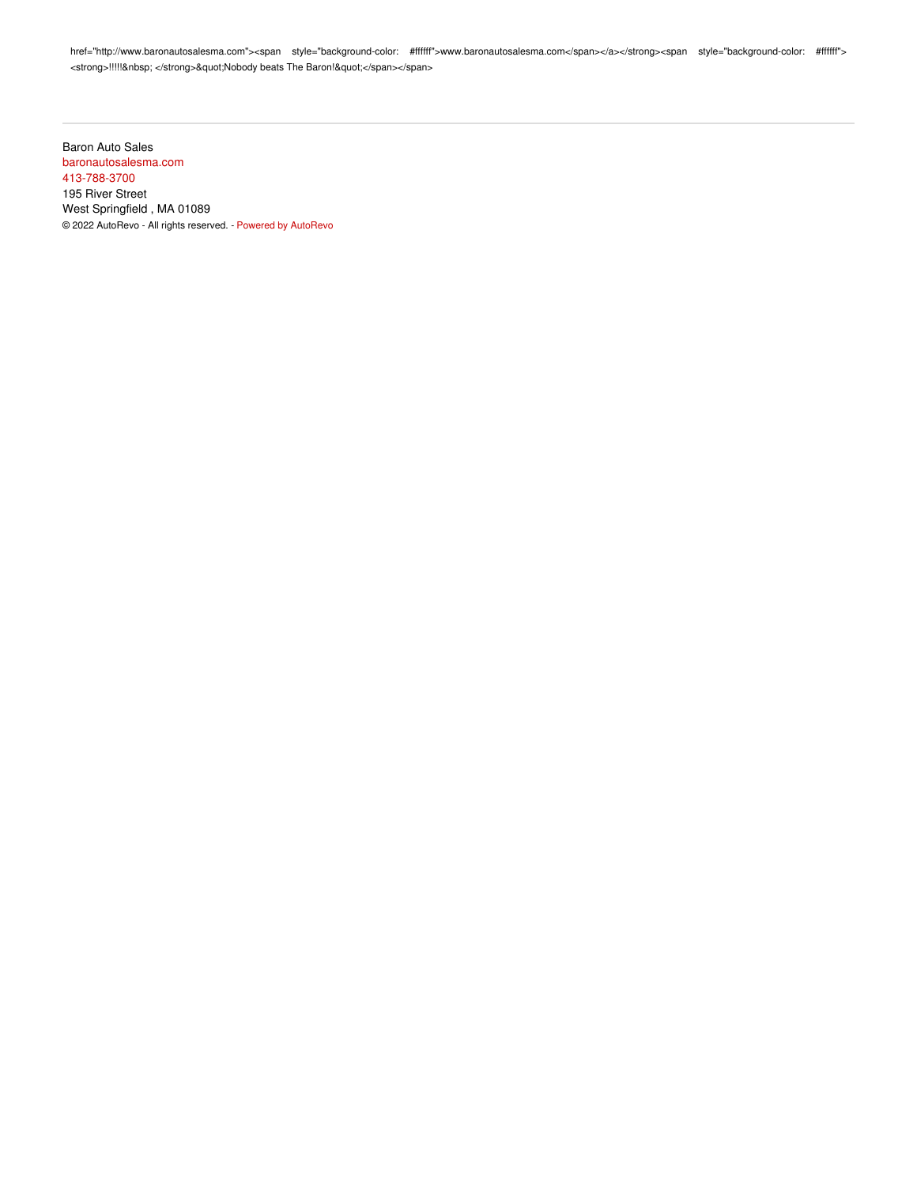href="http://www.baronautosalesma.com"><span style="background-color: #ffffff">www.baronautosalesma.com</span></a></strong><span style="background-color: #ffffff"><strong>!!!!!&nbsp; </strong>&quot;Nobody beats The Baron!&quot;</span></span>

---

Baron Auto Sales
baronautosalesma.com
413-788-3700
195 River Street
West Springfield , MA 01089
© 2022 AutoRevo - All rights reserved. - Powered by AutoRevo